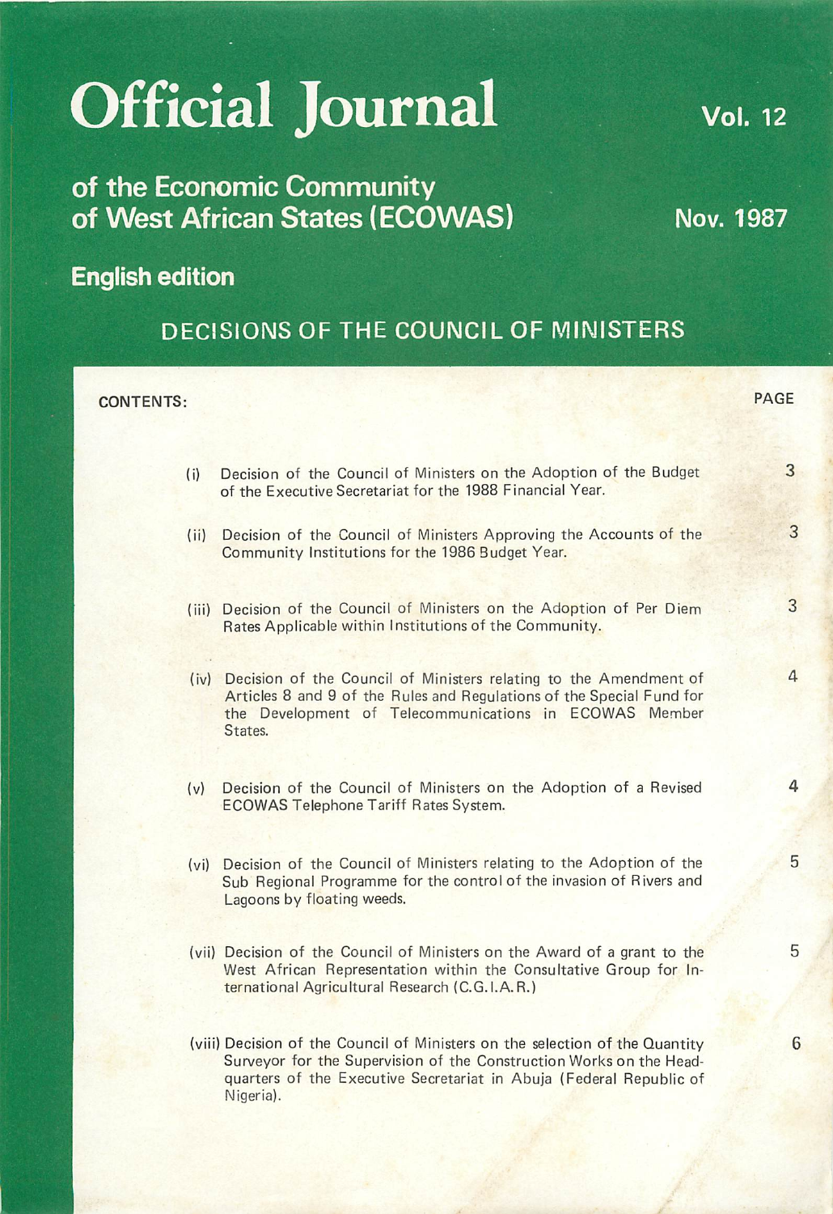# Official Journal

**Vol. 12**

## of the Economic Community of West African States (ECOWAS)

**Nov. 1987**

**English edition**

## DECISIONS OF THE COUNCIL OF MINISTERS

| CONTENTS: | PAGE |
|---|---|
| (i) Decision of the Council of Ministers on the Adoption of the Budget of the Executive Secretariat for the 1988 Financial Year. | 3 |
| (ii) Decision of the Council of Ministers Approving the Accounts of the Community Institutions for the 1986 Budget Year. | 3 |
| (iii) Decision of the Council of Ministers on the Adoption of Per Diem Rates Applicable within Institutions of the Community. | 3 |
| (iv) Decision of the Council of Ministers relating to the Amendment of Articles 8 and 9 of the Rules and Regulations of the Special Fund for the Development of Telecommunications in ECOWAS Member States. | 4 |
| (v) Decision of the Council of Ministers on the Adoption of a Revised ECOWAS Telephone Tariff Rates System. | 4 |
| (vi) Decision of the Council of Ministers relating to the Adoption of the Sub Regional Programme for the control of the invasion of Rivers and Lagoons by floating weeds. | 5 |
| (vii) Decision of the Council of Ministers on the Award of a grant to the West African Representation within the Consultative Group for International Agricultural Research (C.G.I.A.R.) | 5 |
| (viii) Decision of the Council of Ministers on the selection of the Quantity Surveyor for the Supervision of the Construction Works on the Headquarters of the Executive Secretariat in Abuja (Federal Republic of Nigeria). | 6 |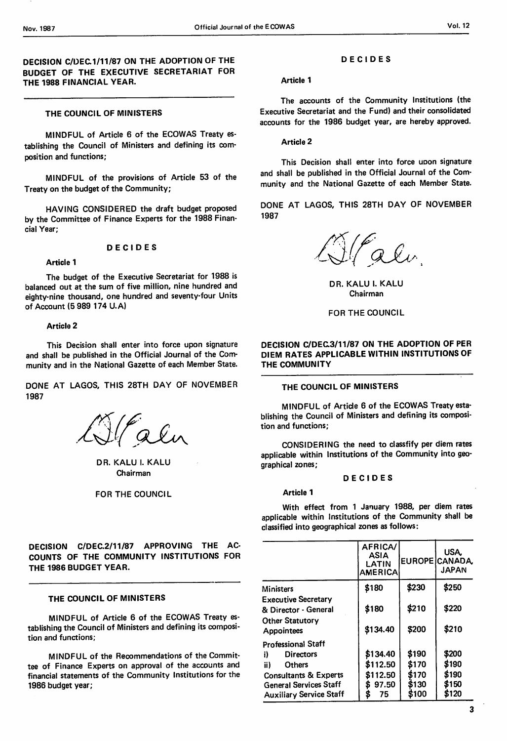## DECISION C/DEC.1/11/87 ON THE ADOPTION OF THE BUDGET OF THE EXECUTIVE SECRETARIAT FOR THE 1988 FINANCIAL YEAR.

### THE COUNCIL OF MINISTERS

MINDFUL of Article 6 of the ECOWAS Treaty establishing the Council of Ministers and defining its composition and functions;

MINDFUL of the provisions of Article 53 of the Treaty on the budget of the Community;

HAVING CONSIDERED the draft budget proposed by the Committee of Finance Experts for the 1988 Financial Year;

**DECIDES**

**Article 1**

The budget of the Executive Secretariat for 1988 is balanced out at the sum of five million, nine hundred and eighty-nine thousand, one hundred and seventy-four Units of Account (5 989 174 U.A)

**Article 2**

This Decision shall enter into force upon signature and shall be published in the Official Journal of the Community and in the National Gazette of each Member State.

DONE AT LAGOS, THIS 28TH DAY OF NOVEMBER 1987

DR. KALU I. KALU
Chairman

FOR THE COUNCIL

## DECISION C/DEC.2/11/87 APPROVING THE ACCOUNTS OF THE COMMUNITY INSTITUTIONS FOR THE 1986 BUDGET YEAR.

### THE COUNCIL OF MINISTERS

MINDFUL of Article 6 of the ECOWAS Treaty establishing the Council of Ministers and defining its composition and functions;

MINDFUL of the Recommendations of the Committee of Finance Experts on approval of the accounts and financial statements of the Community Institutions for the 1986 budget year;

**DECIDES**

**Article 1**

The accounts of the Community Institutions (the Executive Secretariat and the Fund) and their consolidated accounts for the 1986 budget year, are hereby approved.

**Article 2**

This Decision shall enter into force uoon signature and shall be published in the Official Journal of the Community and the National Gazette of each Member State.

DONE AT LAGOS, THIS 28TH DAY OF NOVEMBER 1987

DR. KALU I. KALU
Chairman

FOR THE COUNCIL

## DECISION C/DEC.3/11/87 ON THE ADOPTION OF PER DIEM RATES APPLICABLE WITHIN INSTITUTIONS OF THE COMMUNITY

### THE COUNCIL OF MINISTERS

MINDFUL of Article 6 of the ECOWAS Treaty establishing the Council of Ministers and defining its composition and functions;

CONSIDERING the need to classfify per diem rates applicable within Institutions of the Community into geographical zones;

**DECIDES**

**Article 1**

With effect from 1 January 1988, per diem rates applicable within Institutions of the Community shall be classified into geographical zones as follows:

| | AFRICA/ ASIA LATIN AMERICA | EUROPE | USA, CANADA, JAPAN |
|---|---|---|---|
| Ministers | $180 | $230 | $250 |
| Executive Secretary & Director - General | $180 | $210 | $220 |
| Other Statutory Appointees | $134.40 | $200 | $210 |
| Professional Staff | | | |
| i) Directors | $134.40 | $190 | $200 |
| ii) Others | $112.50 | $170 | $190 |
| Consultants & Experts | $112.50 | $170 | $190 |
| General Services Staff | $ 97.50 | $130 | $150 |
| Auxiliary Service Staff | $ 75 | $100 | $120 |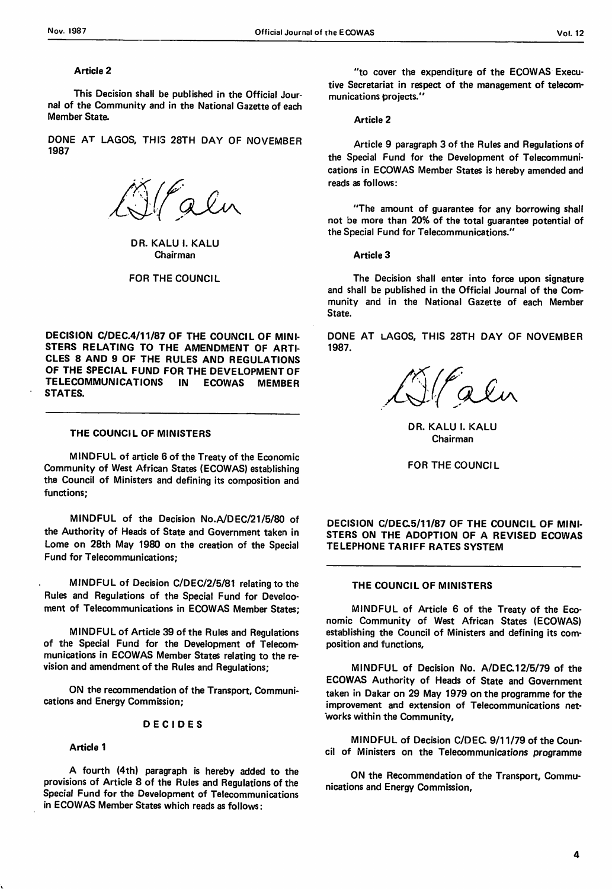**Article 2**

This Decision shall be published in the Official Journal of the Community and in the National Gazette of each Member State.

DONE AT LAGOS, THIS 28TH DAY OF NOVEMBER 1987

DR. KALU I. KALU
Chairman

FOR THE COUNCIL

## DECISION C/DEC.4/11/87 OF THE COUNCIL OF MINISTERS RELATING TO THE AMENDMENT OF ARTICLES 8 AND 9 OF THE RULES AND REGULATIONS OF THE SPECIAL FUND FOR THE DEVELOPMENT OF TELECOMMUNICATIONS IN ECOWAS MEMBER STATES.

**THE COUNCIL OF MINISTERS**

MINDFUL of article 6 of the Treaty of the Economic Community of West African States (ECOWAS) establishing the Council of Ministers and defining its composition and functions;

MINDFUL of the Decision No.A/DEC/21/5/80 of the Authority of Heads of State and Government taken in Lome on 28th May 1980 on the creation of the Special Fund for Telecommunications;

MINDFUL of Decision C/DEC/2/5/81 relating to the Rules and Regulations of the Special Fund for Develooment of Telecommunications in ECOWAS Member States;

MINDFUL of Article 39 of the Rules and Regulations of the Special Fund for the Development of Telecommunications in ECOWAS Member States relating to the revision and amendment of the Rules and Regulations;

ON the recommendation of the Transport, Communications and Energy Commission;

**DECIDES**

**Article 1**

A fourth (4th) paragraph is hereby added to the provisions of Article 8 of the Rules and Regulations of the Special Fund for the Development of Telecommunications in ECOWAS Member States which reads as follows:

"to cover the expenditure of the ECOWAS Executive Secretariat in respect of the management of telecommunications projects."

**Article 2**

Article 9 paragraph 3 of the Rules and Regulations of the Special Fund for the Development of Telecommunications in ECOWAS Member States is hereby amended and reads as follows:

"The amount of guarantee for any borrowing shall not be more than 20% of the total guarantee potential of the Special Fund for Telecommunications."

**Article 3**

The Decision shall enter into force upon signature and shall be published in the Official Journal of the Community and in the National Gazette of each Member State.

DONE AT LAGOS, THIS 28TH DAY OF NOVEMBER 1987.

DR. KALU I. KALU
Chairman

FOR THE COUNCIL

## DECISION C/DEC.5/11/87 OF THE COUNCIL OF MINISTERS ON THE ADOPTION OF A REVISED ECOWAS TELEPHONE TARIFF RATES SYSTEM

**THE COUNCIL OF MINISTERS**

MINDFUL of Article 6 of the Treaty of the Economic Community of West African States (ECOWAS) establishing the Council of Ministers and defining its composition and functions,

MINDFUL of Decision No. A/DEC.12/5/79 of the ECOWAS Authority of Heads of State and Government taken in Dakar on 29 May 1979 on the programme for the improvement and extension of Telecommunications networks within the Community,

MINDFUL of Decision C/DEC. 9/11/79 of the Council of Ministers on the Telecommunications programme

ON the Recommendation of the Transport, Communications and Energy Commission,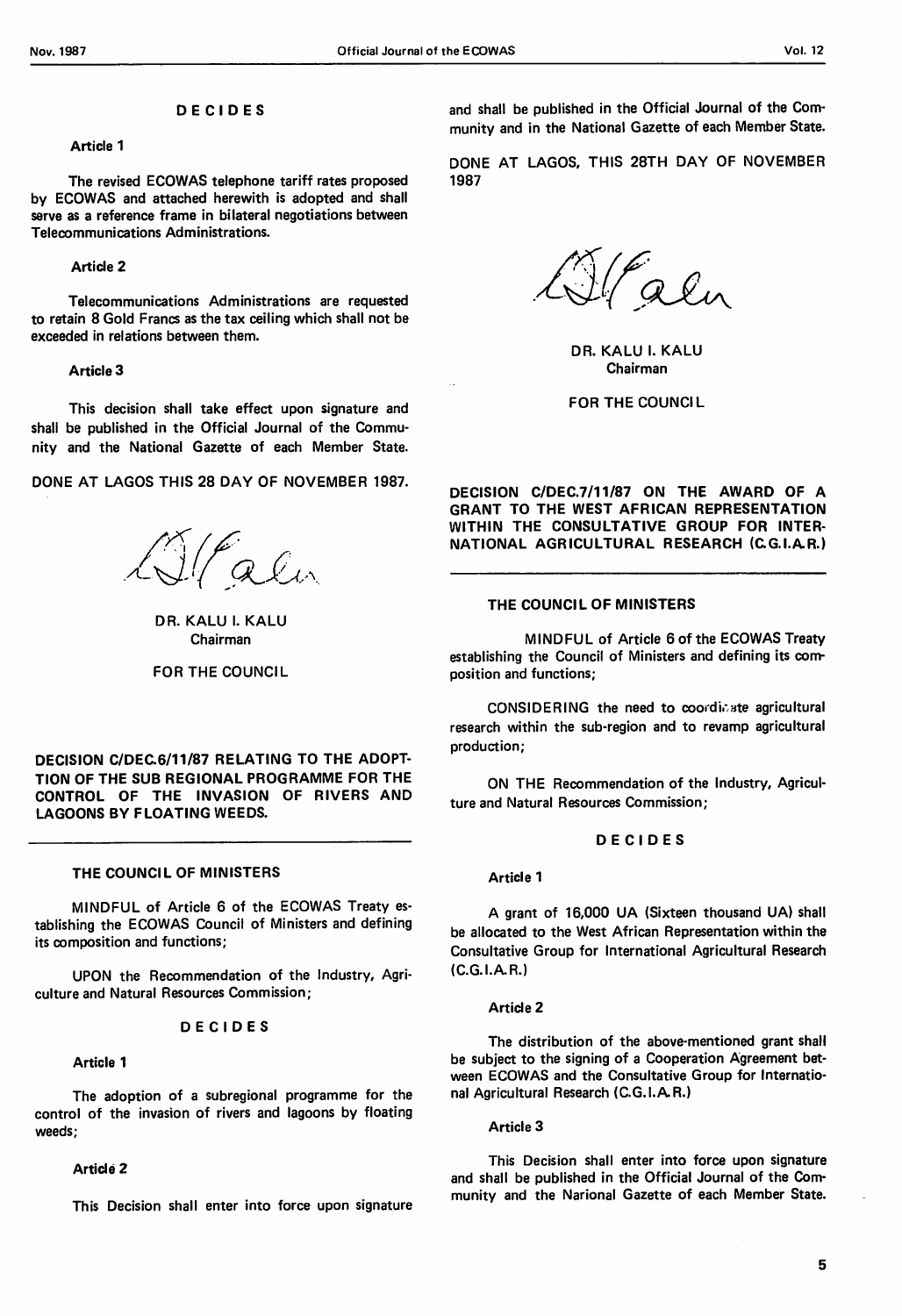DECIDES

**Article 1**

The revised ECOWAS telephone tariff rates proposed by ECOWAS and attached herewith is adopted and shall serve as a reference frame in bilateral negotiations between Telecommunications Administrations.

**Article 2**

Telecommunications Administrations are requested to retain 8 Gold Francs as the tax ceiling which shall not be exceeded in relations between them.

**Article 3**

This decision shall take effect upon signature and shall be published in the Official Journal of the Community and the National Gazette of each Member State.

DONE AT LAGOS THIS 28 DAY OF NOVEMBER 1987.

DR. KALU I. KALU
Chairman

FOR THE COUNCIL

## DECISION C/DEC.6/11/87 RELATING TO THE ADOPTION OF THE SUB REGIONAL PROGRAMME FOR THE CONTROL OF THE INVASION OF RIVERS AND LAGOONS BY FLOATING WEEDS.

THE COUNCIL OF MINISTERS

MINDFUL of Article 6 of the ECOWAS Treaty establishing the ECOWAS Council of Ministers and defining its composition and functions;

UPON the Recommendation of the Industry, Agriculture and Natural Resources Commission;

DECIDES

**Article 1**

The adoption of a subregional programme for the control of the invasion of rivers and lagoons by floating weeds;

**Article 2**

This Decision shall enter into force upon signature and shall be published in the Official Journal of the Community and in the National Gazette of each Member State.

DONE AT LAGOS, THIS 28TH DAY OF NOVEMBER 1987

DR. KALU I. KALU
Chairman

FOR THE COUNCIL

## DECISION C/DEC.7/11/87 ON THE AWARD OF A GRANT TO THE WEST AFRICAN REPRESENTATION WITHIN THE CONSULTATIVE GROUP FOR INTERNATIONAL AGRICULTURAL RESEARCH (C.G.I.A.R.)

THE COUNCIL OF MINISTERS

MINDFUL of Article 6 of the ECOWAS Treaty establishing the Council of Ministers and defining its composition and functions;

CONSIDERING the need to coordinate agricultural research within the sub-region and to revamp agricultural production;

ON THE Recommendation of the Industry, Agriculture and Natural Resources Commission;

DECIDES

**Article 1**

A grant of 16,000 UA (Sixteen thousand UA) shall be allocated to the West African Representation within the Consultative Group for International Agricultural Research (C.G.I.A.R.)

**Article 2**

The distribution of the above-mentioned grant shall be subject to the signing of a Cooperation Agreement between ECOWAS and the Consultative Group for International Agricultural Research (C.G.I.A.R.)

**Article 3**

This Decision shall enter into force upon signature and shall be published in the Official Journal of the Community and the Narional Gazette of each Member State.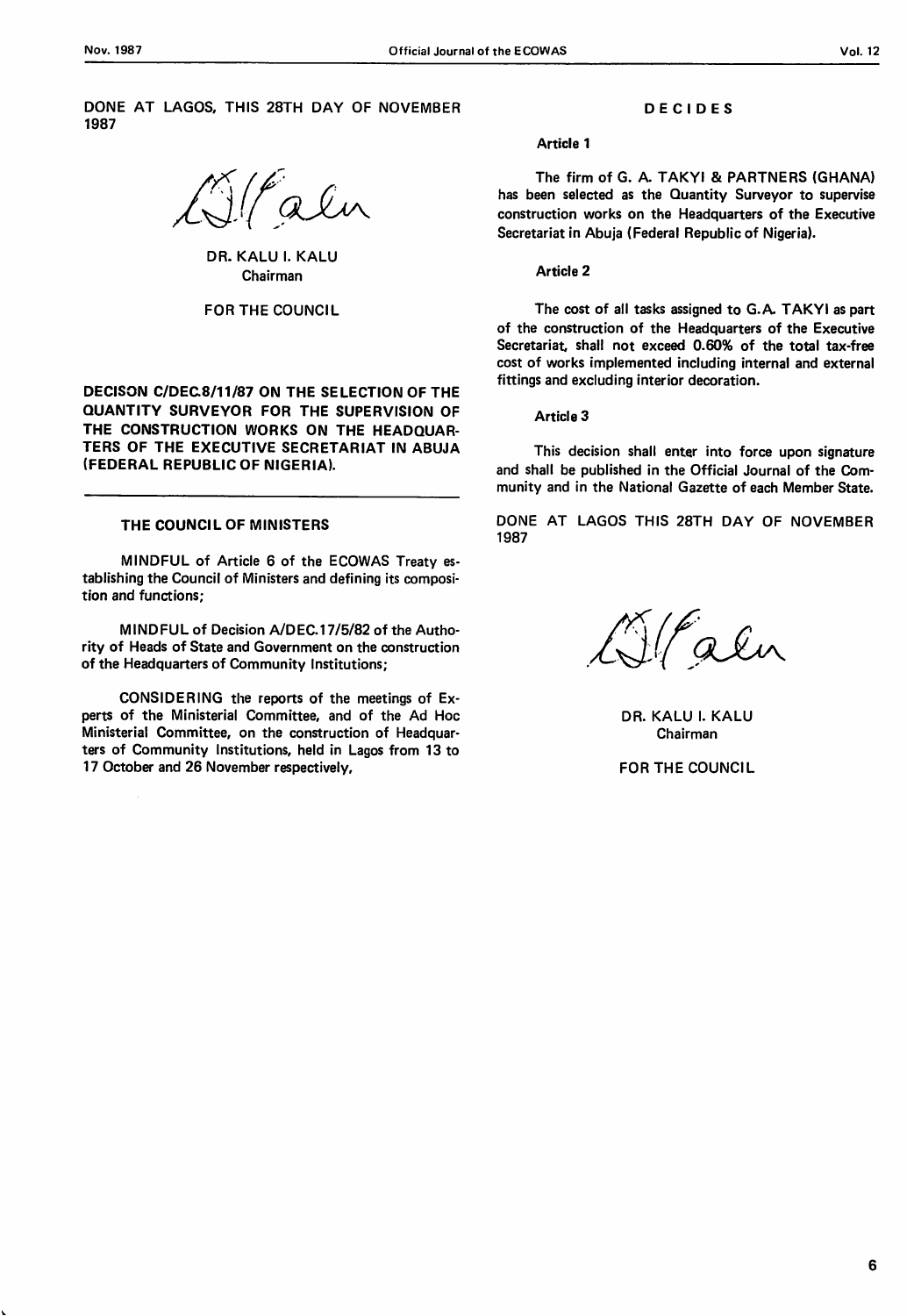DONE AT LAGOS, THIS 28TH DAY OF NOVEMBER 1987

DR. KALU I. KALU
Chairman

FOR THE COUNCIL

**DECISON C/DEC.8/11/87 ON THE SELECTION OF THE QUANTITY SURVEYOR FOR THE SUPERVISION OF THE CONSTRUCTION WORKS ON THE HEADQUARTERS OF THE EXECUTIVE SECRETARIAT IN ABUJA (FEDERAL REPUBLIC OF NIGERIA).**

---

**THE COUNCIL OF MINISTERS**

MINDFUL of Article 6 of the ECOWAS Treaty establishing the Council of Ministers and defining its composition and functions;

MINDFUL of Decision A/DEC.17/5/82 of the Authority of Heads of State and Government on the construction of the Headquarters of Community Institutions;

CONSIDERING the reports of the meetings of Experts of the Ministerial Committee, and of the Ad Hoc Ministerial Committee, on the construction of Headquarters of Community Institutions, held in Lagos from 13 to 17 October and 26 November respectively,

**DECIDES**

**Article 1**

The firm of G. A. TAKYI & PARTNERS (GHANA) has been selected as the Quantity Surveyor to supervise construction works on the Headquarters of the Executive Secretariat in Abuja (Federal Republic of Nigeria).

**Article 2**

The cost of all tasks assigned to G.A. TAKYI as part of the construction of the Headquarters of the Executive Secretariat, shall not exceed 0.60% of the total tax-free cost of works implemented including internal and external fittings and excluding interior decoration.

**Article 3**

This decision shall enter into force upon signature and shall be published in the Official Journal of the Community and in the National Gazette of each Member State.

DONE AT LAGOS THIS 28TH DAY OF NOVEMBER 1987

DR. KALU I. KALU
Chairman

FOR THE COUNCIL